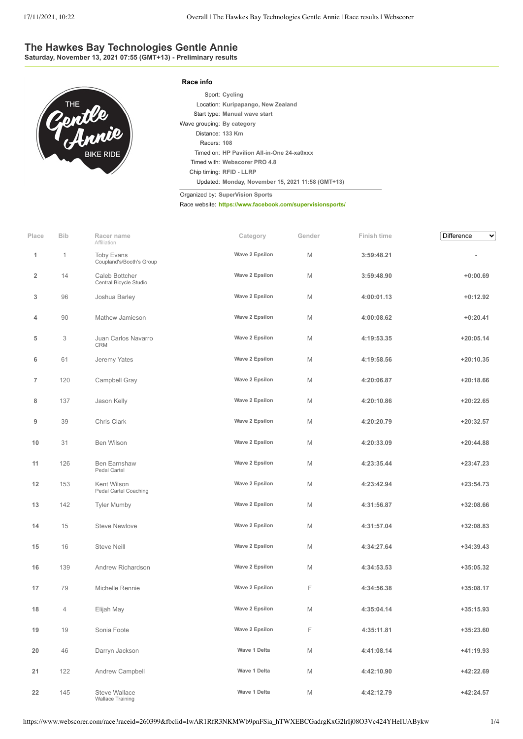# The Hawkes Bay Technologies Gentle Annie

**Saturday, November 13, 2021 07:55 (GMT+13) - Preliminary results**

### Race info

Sport: **Cycling**
Location: **Kuripapango, New Zealand**
Start type: **Manual wave start**
Wave grouping: **By category**
Distance: **133 Km**
Racers: **108**
Timed on: **HP Pavilion All-in-One 24-xa0xxx**
Timed with: **Webscorer PRO 4.8**
Chip timing: **RFID - LLRP**
Updated: **Monday, November 15, 2021 11:58 (GMT+13)**

Organized by: **SuperVision Sports**
Race website: **https://www.facebook.com/supervisionsports/**

| Place | Bib | Racer name / Affiliation | Category | Gender | Finish time | Difference |
|---|---|---|---|---|---|---|
| 1 | 1 | Toby Evans / Coupland's/Booth's Group | Wave 2 Epsilon | M | 3:59:48.21 | - |
| 2 | 14 | Caleb Bottcher / Central Bicycle Studio | Wave 2 Epsilon | M | 3:59:48.90 | +0:00.69 |
| 3 | 96 | Joshua Barley | Wave 2 Epsilon | M | 4:00:01.13 | +0:12.92 |
| 4 | 90 | Mathew Jamieson | Wave 2 Epsilon | M | 4:00:08.62 | +0:20.41 |
| 5 | 3 | Juan Carlos Navarro / CRM | Wave 2 Epsilon | M | 4:19:53.35 | +20:05.14 |
| 6 | 61 | Jeremy Yates | Wave 2 Epsilon | M | 4:19:58.56 | +20:10.35 |
| 7 | 120 | Campbell Gray | Wave 2 Epsilon | M | 4:20:06.87 | +20:18.66 |
| 8 | 137 | Jason Kelly | Wave 2 Epsilon | M | 4:20:10.86 | +20:22.65 |
| 9 | 39 | Chris Clark | Wave 2 Epsilon | M | 4:20:20.79 | +20:32.57 |
| 10 | 31 | Ben Wilson | Wave 2 Epsilon | M | 4:20:33.09 | +20:44.88 |
| 11 | 126 | Ben Earnshaw / Pedal Cartel | Wave 2 Epsilon | M | 4:23:35.44 | +23:47.23 |
| 12 | 153 | Kent Wilson / Pedal Cartel Coaching | Wave 2 Epsilon | M | 4:23:42.94 | +23:54.73 |
| 13 | 142 | Tyler Mumby | Wave 2 Epsilon | M | 4:31:56.87 | +32:08.66 |
| 14 | 15 | Steve Newlove | Wave 2 Epsilon | M | 4:31:57.04 | +32:08.83 |
| 15 | 16 | Steve Neill | Wave 2 Epsilon | M | 4:34:27.64 | +34:39.43 |
| 16 | 139 | Andrew Richardson | Wave 2 Epsilon | M | 4:34:53.53 | +35:05.32 |
| 17 | 79 | Michelle Rennie | Wave 2 Epsilon | F | 4:34:56.38 | +35:08.17 |
| 18 | 4 | Elijah May | Wave 2 Epsilon | M | 4:35:04.14 | +35:15.93 |
| 19 | 19 | Sonia Foote | Wave 2 Epsilon | F | 4:35:11.81 | +35:23.60 |
| 20 | 46 | Darryn Jackson | Wave 1 Delta | M | 4:41:08.14 | +41:19.93 |
| 21 | 122 | Andrew Campbell | Wave 1 Delta | M | 4:42:10.90 | +42:22.69 |
| 22 | 145 | Steve Wallace / Wallace Training | Wave 1 Delta | M | 4:42:12.79 | +42:24.57 |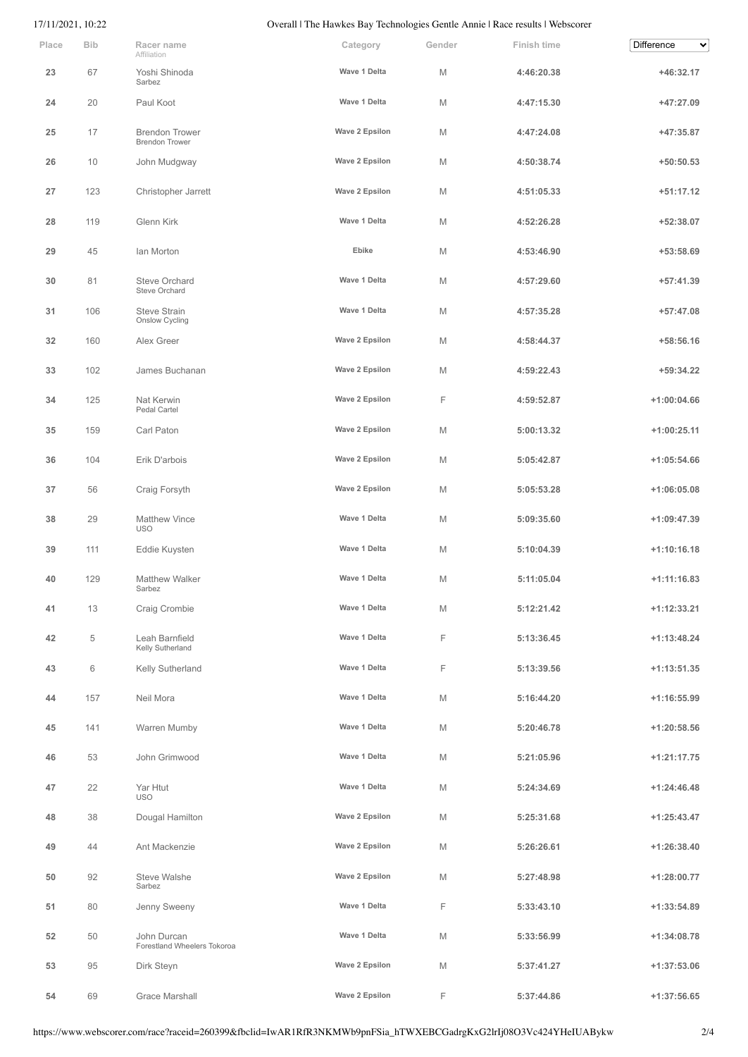| Place | Bib | Racer name<br>Affiliation | Category | Gender | Finish time | Difference |
|---|---|---|---|---|---|---|
| 23 | 67 | Yoshi Shinoda<br>Sarbez | Wave 1 Delta | M | 4:46:20.38 | +46:32.17 |
| 24 | 20 | Paul Koot | Wave 1 Delta | M | 4:47:15.30 | +47:27.09 |
| 25 | 17 | Brendon Trower<br>Brendon Trower | Wave 2 Epsilon | M | 4:47:24.08 | +47:35.87 |
| 26 | 10 | John Mudgway | Wave 2 Epsilon | M | 4:50:38.74 | +50:50.53 |
| 27 | 123 | Christopher Jarrett | Wave 2 Epsilon | M | 4:51:05.33 | +51:17.12 |
| 28 | 119 | Glenn Kirk | Wave 1 Delta | M | 4:52:26.28 | +52:38.07 |
| 29 | 45 | Ian Morton | Ebike | M | 4:53:46.90 | +53:58.69 |
| 30 | 81 | Steve Orchard<br>Steve Orchard | Wave 1 Delta | M | 4:57:29.60 | +57:41.39 |
| 31 | 106 | Steve Strain<br>Onslow Cycling | Wave 1 Delta | M | 4:57:35.28 | +57:47.08 |
| 32 | 160 | Alex Greer | Wave 2 Epsilon | M | 4:58:44.37 | +58:56.16 |
| 33 | 102 | James Buchanan | Wave 2 Epsilon | M | 4:59:22.43 | +59:34.22 |
| 34 | 125 | Nat Kerwin<br>Pedal Cartel | Wave 2 Epsilon | F | 4:59:52.87 | +1:00:04.66 |
| 35 | 159 | Carl Paton | Wave 2 Epsilon | M | 5:00:13.32 | +1:00:25.11 |
| 36 | 104 | Erik D'arbois | Wave 2 Epsilon | M | 5:05:42.87 | +1:05:54.66 |
| 37 | 56 | Craig Forsyth | Wave 2 Epsilon | M | 5:05:53.28 | +1:06:05.08 |
| 38 | 29 | Matthew Vince<br>USO | Wave 1 Delta | M | 5:09:35.60 | +1:09:47.39 |
| 39 | 111 | Eddie Kuysten | Wave 1 Delta | M | 5:10:04.39 | +1:10:16.18 |
| 40 | 129 | Matthew Walker<br>Sarbez | Wave 1 Delta | M | 5:11:05.04 | +1:11:16.83 |
| 41 | 13 | Craig Crombie | Wave 1 Delta | M | 5:12:21.42 | +1:12:33.21 |
| 42 | 5 | Leah Barnfield<br>Kelly Sutherland | Wave 1 Delta | F | 5:13:36.45 | +1:13:48.24 |
| 43 | 6 | Kelly Sutherland | Wave 1 Delta | F | 5:13:39.56 | +1:13:51.35 |
| 44 | 157 | Neil Mora | Wave 1 Delta | M | 5:16:44.20 | +1:16:55.99 |
| 45 | 141 | Warren Mumby | Wave 1 Delta | M | 5:20:46.78 | +1:20:58.56 |
| 46 | 53 | John Grimwood | Wave 1 Delta | M | 5:21:05.96 | +1:21:17.75 |
| 47 | 22 | Yar Htut<br>USO | Wave 1 Delta | M | 5:24:34.69 | +1:24:46.48 |
| 48 | 38 | Dougal Hamilton | Wave 2 Epsilon | M | 5:25:31.68 | +1:25:43.47 |
| 49 | 44 | Ant Mackenzie | Wave 2 Epsilon | M | 5:26:26.61 | +1:26:38.40 |
| 50 | 92 | Steve Walshe<br>Sarbez | Wave 2 Epsilon | M | 5:27:48.98 | +1:28:00.77 |
| 51 | 80 | Jenny Sweeny | Wave 1 Delta | F | 5:33:43.10 | +1:33:54.89 |
| 52 | 50 | John Durcan<br>Forestland Wheelers Tokoroa | Wave 1 Delta | M | 5:33:56.99 | +1:34:08.78 |
| 53 | 95 | Dirk Steyn | Wave 2 Epsilon | M | 5:37:41.27 | +1:37:53.06 |
| 54 | 69 | Grace Marshall | Wave 2 Epsilon | F | 5:37:44.86 | +1:37:56.65 |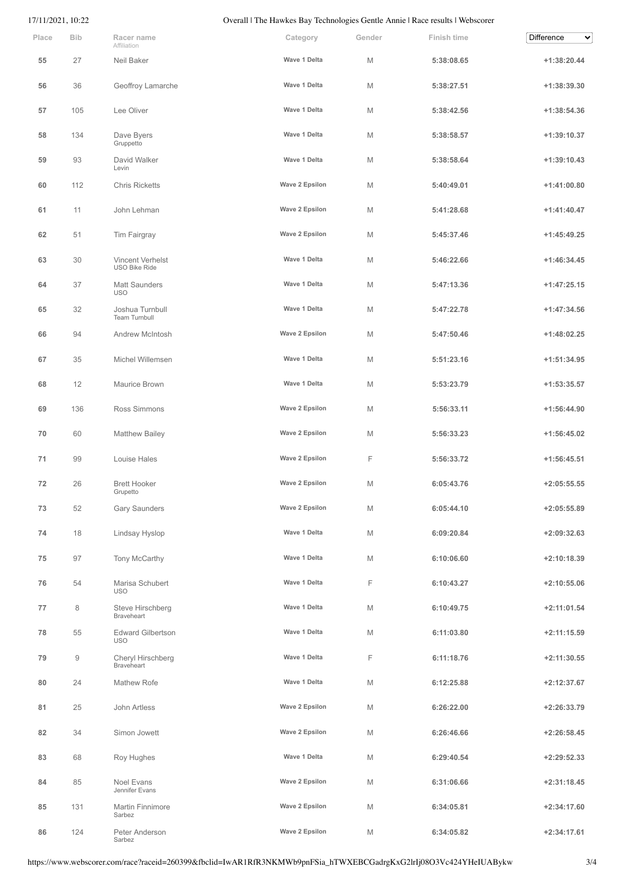| Place | Bib | Racer name Affiliation | Category | Gender | Finish time | Difference |
|---|---|---|---|---|---|---|
| 55 | 27 | Neil Baker | Wave 1 Delta | M | 5:38:08.65 | +1:38:20.44 |
| 56 | 36 | Geoffroy Lamarche | Wave 1 Delta | M | 5:38:27.51 | +1:38:39.30 |
| 57 | 105 | Lee Oliver | Wave 1 Delta | M | 5:38:42.56 | +1:38:54.36 |
| 58 | 134 | Dave Byers Gruppetto | Wave 1 Delta | M | 5:38:58.57 | +1:39:10.37 |
| 59 | 93 | David Walker Levin | Wave 1 Delta | M | 5:38:58.64 | +1:39:10.43 |
| 60 | 112 | Chris Ricketts | Wave 2 Epsilon | M | 5:40:49.01 | +1:41:00.80 |
| 61 | 11 | John Lehman | Wave 2 Epsilon | M | 5:41:28.68 | +1:41:40.47 |
| 62 | 51 | Tim Fairgray | Wave 2 Epsilon | M | 5:45:37.46 | +1:45:49.25 |
| 63 | 30 | Vincent Verhelst USO Bike Ride | Wave 1 Delta | M | 5:46:22.66 | +1:46:34.45 |
| 64 | 37 | Matt Saunders USO | Wave 1 Delta | M | 5:47:13.36 | +1:47:25.15 |
| 65 | 32 | Joshua Turnbull Team Turnbull | Wave 1 Delta | M | 5:47:22.78 | +1:47:34.56 |
| 66 | 94 | Andrew McIntosh | Wave 2 Epsilon | M | 5:47:50.46 | +1:48:02.25 |
| 67 | 35 | Michel Willemsen | Wave 1 Delta | M | 5:51:23.16 | +1:51:34.95 |
| 68 | 12 | Maurice Brown | Wave 1 Delta | M | 5:53:23.79 | +1:53:35.57 |
| 69 | 136 | Ross Simmons | Wave 2 Epsilon | M | 5:56:33.11 | +1:56:44.90 |
| 70 | 60 | Matthew Bailey | Wave 2 Epsilon | M | 5:56:33.23 | +1:56:45.02 |
| 71 | 99 | Louise Hales | Wave 2 Epsilon | F | 5:56:33.72 | +1:56:45.51 |
| 72 | 26 | Brett Hooker Grupetto | Wave 2 Epsilon | M | 6:05:43.76 | +2:05:55.55 |
| 73 | 52 | Gary Saunders | Wave 2 Epsilon | M | 6:05:44.10 | +2:05:55.89 |
| 74 | 18 | Lindsay Hyslop | Wave 1 Delta | M | 6:09:20.84 | +2:09:32.63 |
| 75 | 97 | Tony McCarthy | Wave 1 Delta | M | 6:10:06.60 | +2:10:18.39 |
| 76 | 54 | Marisa Schubert USO | Wave 1 Delta | F | 6:10:43.27 | +2:10:55.06 |
| 77 | 8 | Steve Hirschberg Braveheart | Wave 1 Delta | M | 6:10:49.75 | +2:11:01.54 |
| 78 | 55 | Edward Gilbertson USO | Wave 1 Delta | M | 6:11:03.80 | +2:11:15.59 |
| 79 | 9 | Cheryl Hirschberg Braveheart | Wave 1 Delta | F | 6:11:18.76 | +2:11:30.55 |
| 80 | 24 | Mathew Rofe | Wave 1 Delta | M | 6:12:25.88 | +2:12:37.67 |
| 81 | 25 | John Artless | Wave 2 Epsilon | M | 6:26:22.00 | +2:26:33.79 |
| 82 | 34 | Simon Jowett | Wave 2 Epsilon | M | 6:26:46.66 | +2:26:58.45 |
| 83 | 68 | Roy Hughes | Wave 1 Delta | M | 6:29:40.54 | +2:29:52.33 |
| 84 | 85 | Noel Evans Jennifer Evans | Wave 2 Epsilon | M | 6:31:06.66 | +2:31:18.45 |
| 85 | 131 | Martin Finnimore Sarbez | Wave 2 Epsilon | M | 6:34:05.81 | +2:34:17.60 |
| 86 | 124 | Peter Anderson Sarbez | Wave 2 Epsilon | M | 6:34:05.82 | +2:34:17.61 |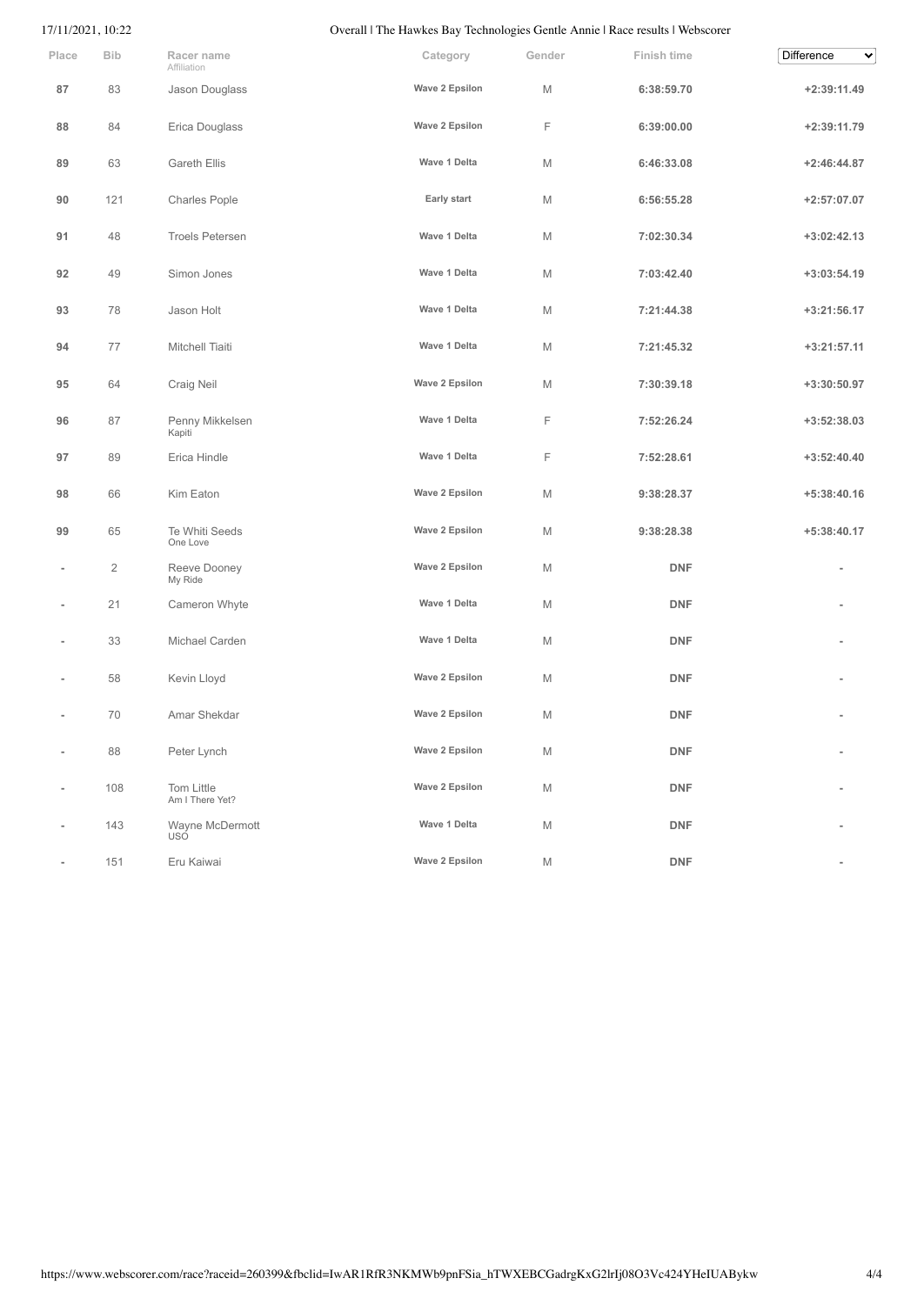| Place | Bib | Racer name<br>Affiliation | Category | Gender | Finish time | Difference |
|---|---|---|---|---|---|---|
| 87 | 83 | Jason Douglass | Wave 2 Epsilon | M | 6:38:59.70 | +2:39:11.49 |
| 88 | 84 | Erica Douglass | Wave 2 Epsilon | F | 6:39:00.00 | +2:39:11.79 |
| 89 | 63 | Gareth Ellis | Wave 1 Delta | M | 6:46:33.08 | +2:46:44.87 |
| 90 | 121 | Charles Pople | Early start | M | 6:56:55.28 | +2:57:07.07 |
| 91 | 48 | Troels Petersen | Wave 1 Delta | M | 7:02:30.34 | +3:02:42.13 |
| 92 | 49 | Simon Jones | Wave 1 Delta | M | 7:03:42.40 | +3:03:54.19 |
| 93 | 78 | Jason Holt | Wave 1 Delta | M | 7:21:44.38 | +3:21:56.17 |
| 94 | 77 | Mitchell Tiaiti | Wave 1 Delta | M | 7:21:45.32 | +3:21:57.11 |
| 95 | 64 | Craig Neil | Wave 2 Epsilon | M | 7:30:39.18 | +3:30:50.97 |
| 96 | 87 | Penny Mikkelsen<br>Kapiti | Wave 1 Delta | F | 7:52:26.24 | +3:52:38.03 |
| 97 | 89 | Erica Hindle | Wave 1 Delta | F | 7:52:28.61 | +3:52:40.40 |
| 98 | 66 | Kim Eaton | Wave 2 Epsilon | M | 9:38:28.37 | +5:38:40.16 |
| 99 | 65 | Te Whiti Seeds<br>One Love | Wave 2 Epsilon | M | 9:38:28.38 | +5:38:40.17 |
| - | 2 | Reeve Dooney<br>My Ride | Wave 2 Epsilon | M | DNF | - |
| - | 21 | Cameron Whyte | Wave 1 Delta | M | DNF | - |
| - | 33 | Michael Carden | Wave 1 Delta | M | DNF | - |
| - | 58 | Kevin Lloyd | Wave 2 Epsilon | M | DNF | - |
| - | 70 | Amar Shekdar | Wave 2 Epsilon | M | DNF | - |
| - | 88 | Peter Lynch | Wave 2 Epsilon | M | DNF | - |
| - | 108 | Tom Little<br>Am I There Yet? | Wave 2 Epsilon | M | DNF | - |
| - | 143 | Wayne McDermott<br>USO | Wave 1 Delta | M | DNF | - |
| - | 151 | Eru Kaiwai | Wave 2 Epsilon | M | DNF | - |